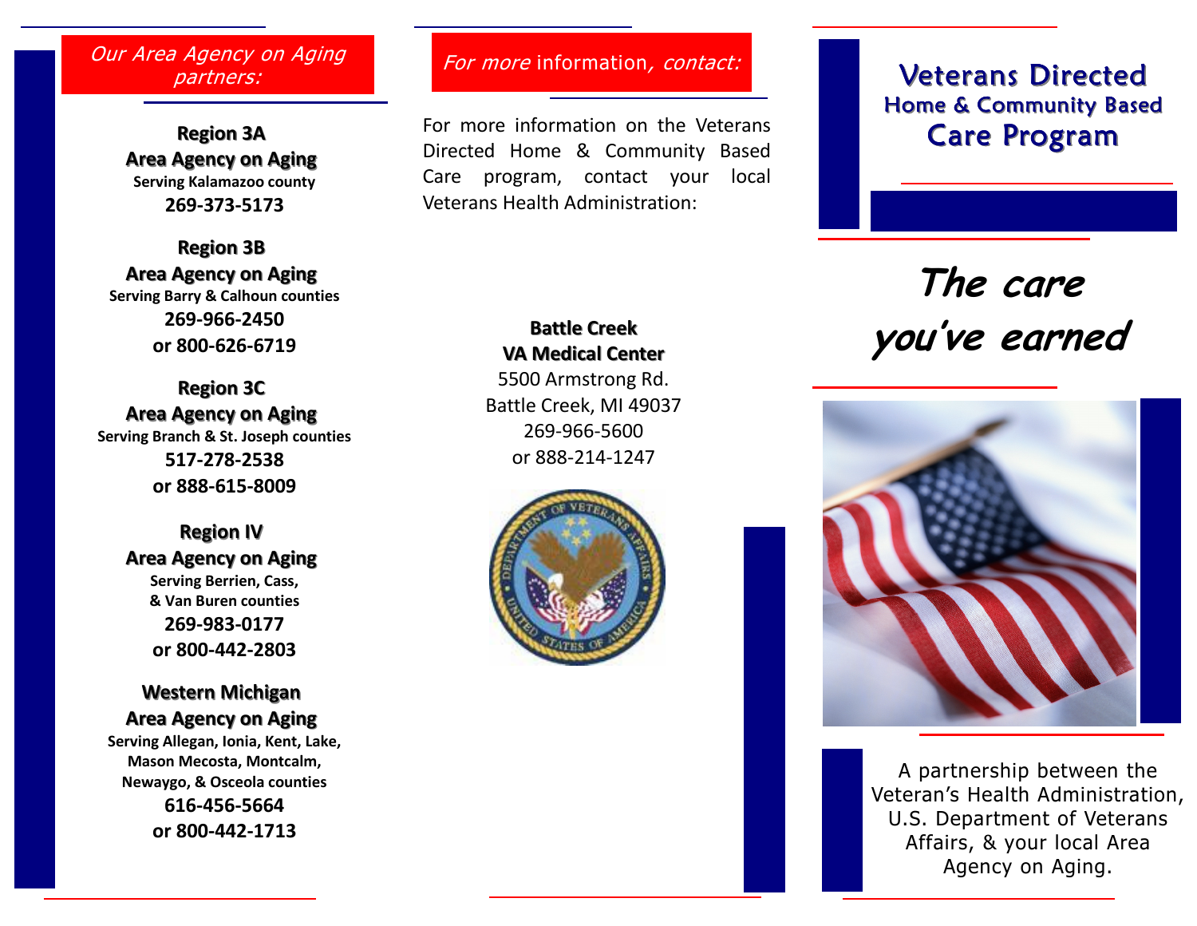*Our Area Agency on Aging partners:*

**Region 3A**
**Area Agency on Aging**
**Serving Kalamazoo county**
**269-373-5173**

**Region 3B**
**Area Agency on Aging**
**Serving Barry & Calhoun counties**
**269-966-2450**
**or 800-626-6719**

**Region 3C**
**Area Agency on Aging**
**Serving Branch & St. Joseph counties**
**517-278-2538**
**or 888-615-8009**

**Region IV**
**Area Agency on Aging**
**Serving Berrien, Cass,**
**& Van Buren counties**
**269-983-0177**
**or 800-442-2803**

**Western Michigan**
**Area Agency on Aging**
**Serving Allegan, Ionia, Kent, Lake, Mason Mecosta, Montcalm, Newaygo, & Osceola counties**
**616-456-5664**
**or 800-442-1713**

*For more* information*, contact:*

For more information on the Veterans Directed Home & Community Based Care program, contact your local Veterans Health Administration:

**Battle Creek**
**VA Medical Center**
5500 Armstrong Rd.
Battle Creek, MI 49037
269-966-5600
or 888-214-1247

# Veterans Directed
## Home & Community Based
## Care Program

***The care you've earned***

A partnership between the Veteran's Health Administration, U.S. Department of Veterans Affairs, & your local Area Agency on Aging.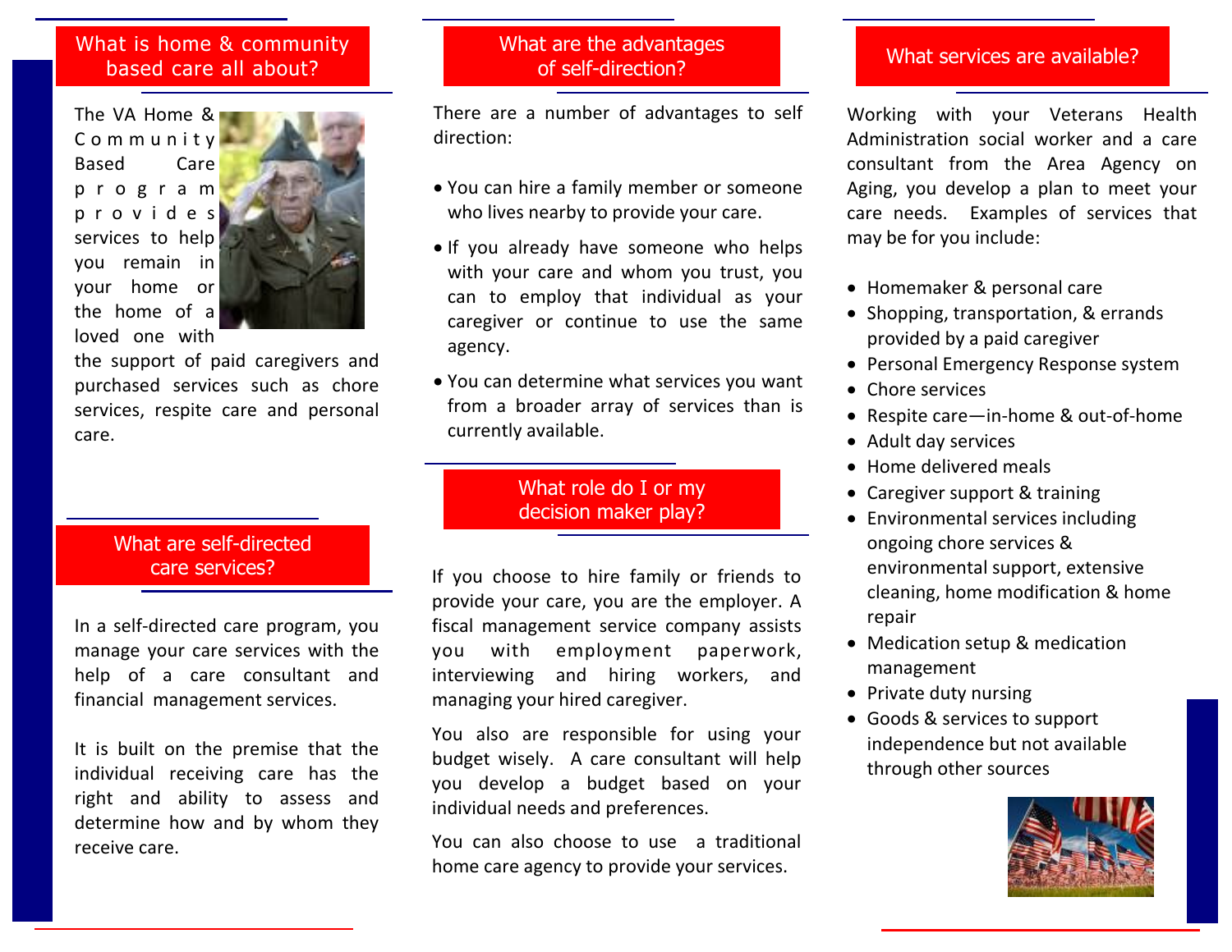## What is home & community based care all about?

The VA Home & Community Based Care program provides services to help you remain in your home or the home of a loved one with the support of paid caregivers and purchased services such as chore services, respite care and personal care.

## What are self-directed care services?

In a self-directed care program, you manage your care services with the help of a care consultant and financial management services.

It is built on the premise that the individual receiving care has the right and ability to assess and determine how and by whom they receive care.

## What are the advantages of self-direction?

There are a number of advantages to self direction:

- You can hire a family member or someone who lives nearby to provide your care.
- If you already have someone who helps with your care and whom you trust, you can to employ that individual as your caregiver or continue to use the same agency.
- You can determine what services you want from a broader array of services than is currently available.

## What role do I or my decision maker play?

If you choose to hire family or friends to provide your care, you are the employer. A fiscal management service company assists you with employment paperwork, interviewing and hiring workers, and managing your hired caregiver.

You also are responsible for using your budget wisely. A care consultant will help you develop a budget based on your individual needs and preferences.

You can also choose to use a traditional home care agency to provide your services.

## What services are available?

Working with your Veterans Health Administration social worker and a care consultant from the Area Agency on Aging, you develop a plan to meet your care needs. Examples of services that may be for you include:

- Homemaker & personal care
- Shopping, transportation, & errands provided by a paid caregiver
- Personal Emergency Response system
- Chore services
- Respite care—in-home & out-of-home
- Adult day services
- Home delivered meals
- Caregiver support & training
- Environmental services including ongoing chore services & environmental support, extensive cleaning, home modification & home repair
- Medication setup & medication management
- Private duty nursing
- Goods & services to support independence but not available through other sources